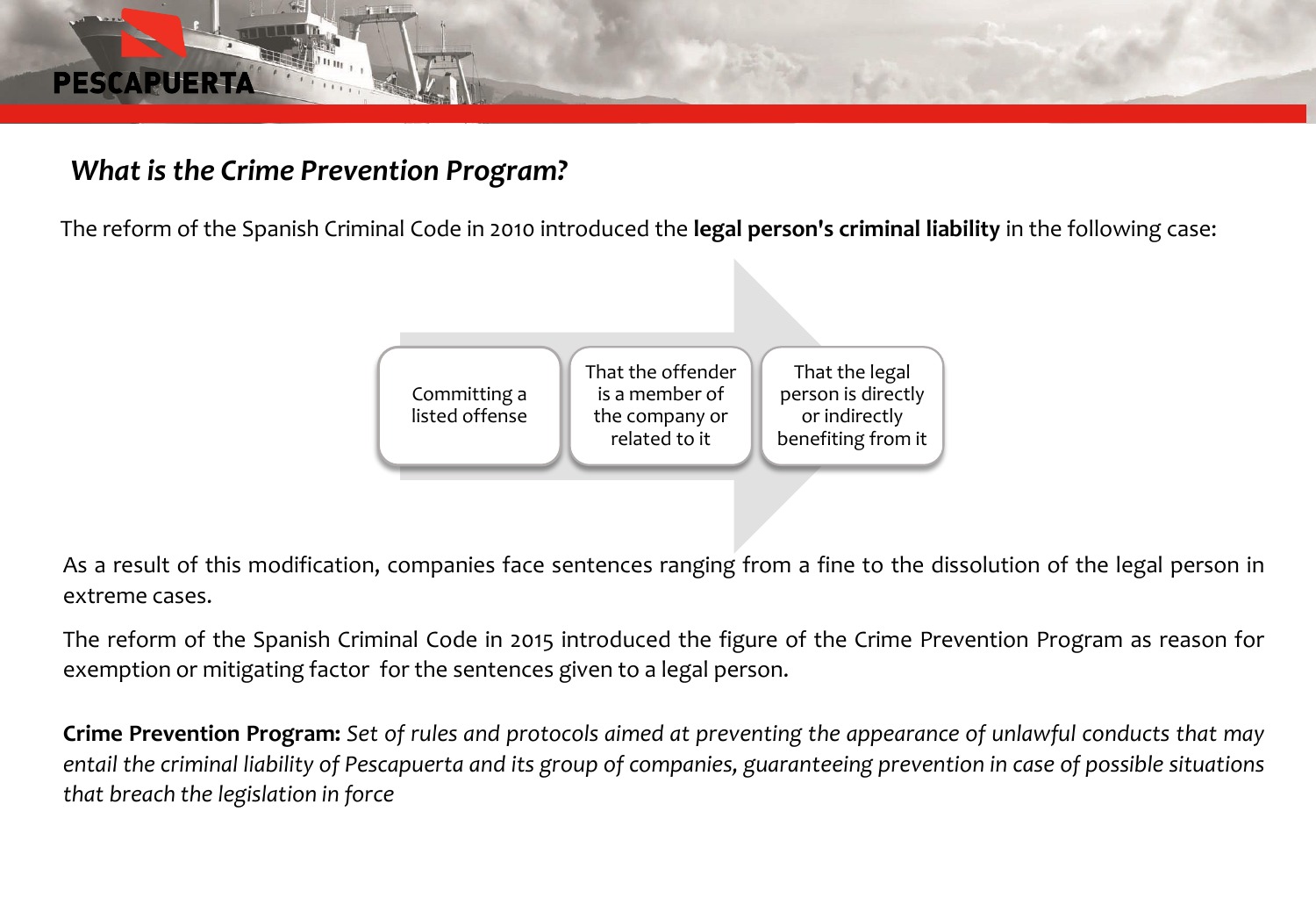## *What is the Crime Prevention Program?*

The reform of the Spanish Criminal Code in 2010 introduced the **legal person's criminal liability** in the following case:

1. Committing a listed offense
2. That the offender is a member of the company or related to it
3. That the legal person is directly or indirectly benefiting from it

As a result of this modification, companies face sentences ranging from a fine to the dissolution of the legal person in extreme cases.

The reform of the Spanish Criminal Code in 2015 introduced the figure of the Crime Prevention Program as reason for exemption or mitigating factor for the sentences given to a legal person.

**Crime Prevention Program:** *Set of rules and protocols aimed at preventing the appearance of unlawful conducts that may entail the criminal liability of Pescapuerta and its group of companies, guaranteeing prevention in case of possible situations that breach the legislation in force*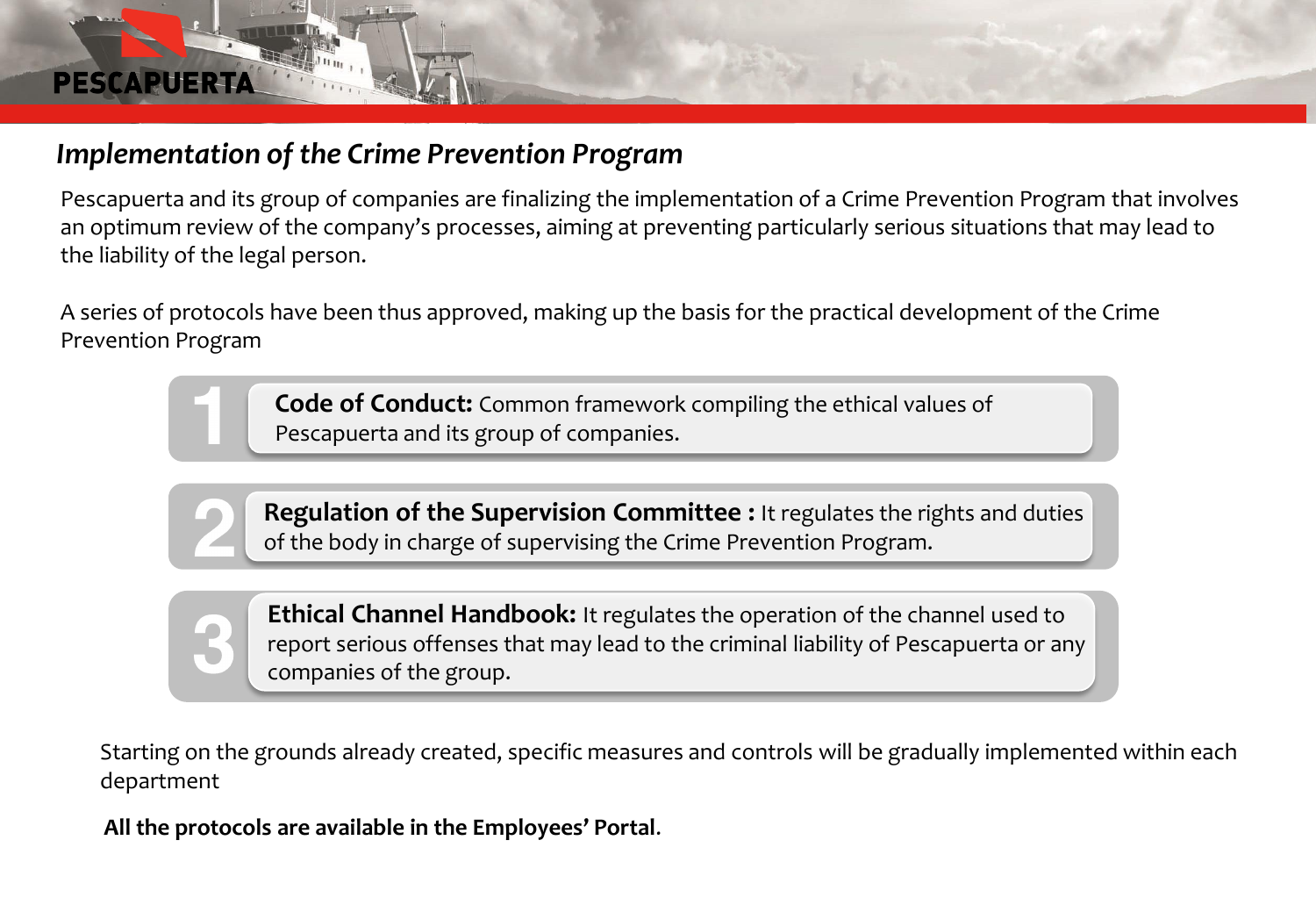## *Implementation of the Crime Prevention Program*

Pescapuerta and its group of companies are finalizing the implementation of a Crime Prevention Program that involves an optimum review of the company's processes, aiming at preventing particularly serious situations that may lead to the liability of the legal person.

A series of protocols have been thus approved, making up the basis for the practical development of the Crime Prevention Program

1. **Code of Conduct:** Common framework compiling the ethical values of Pescapuerta and its group of companies.
2. **Regulation of the Supervision Committee :** It regulates the rights and duties of the body in charge of supervising the Crime Prevention Program.
3. **Ethical Channel Handbook:** It regulates the operation of the channel used to report serious offenses that may lead to the criminal liability of Pescapuerta or any companies of the group.

Starting on the grounds already created, specific measures and controls will be gradually implemented within each department

**All the protocols are available in the Employees' Portal**.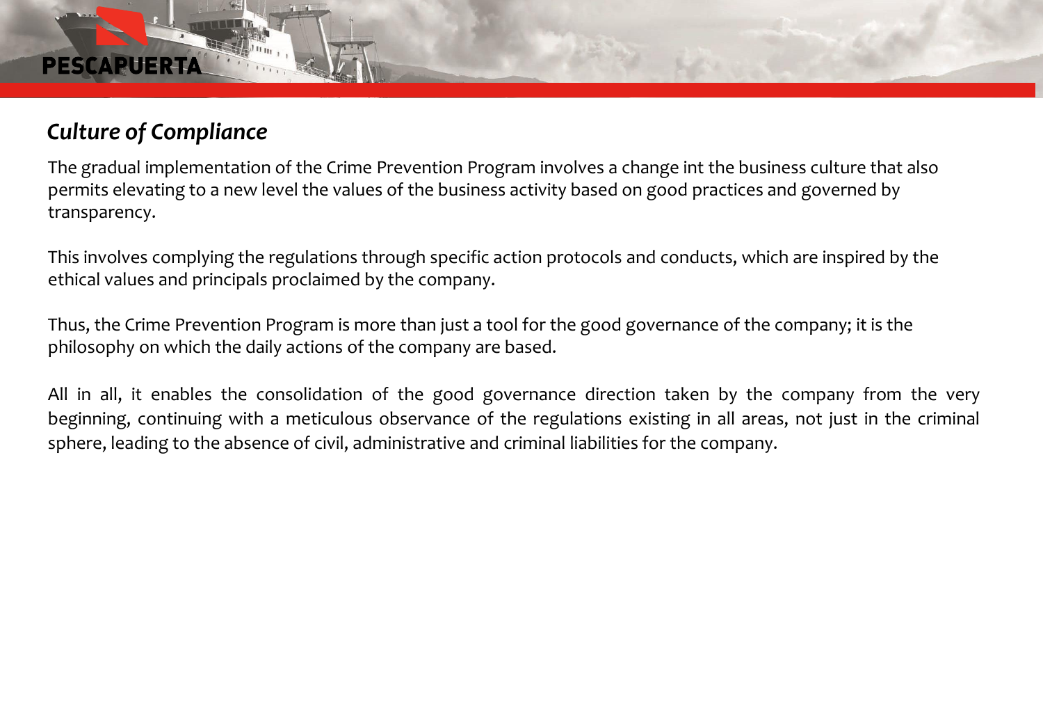## *Culture of Compliance*

The gradual implementation of the Crime Prevention Program involves a change int the business culture that also permits elevating to a new level the values of the business activity based on good practices and governed by transparency.

This involves complying the regulations through specific action protocols and conducts, which are inspired by the ethical values and principals proclaimed by the company.

Thus, the Crime Prevention Program is more than just a tool for the good governance of the company; it is the philosophy on which the daily actions of the company are based.

All in all, it enables the consolidation of the good governance direction taken by the company from the very beginning, continuing with a meticulous observance of the regulations existing in all areas, not just in the criminal sphere, leading to the absence of civil, administrative and criminal liabilities for the company.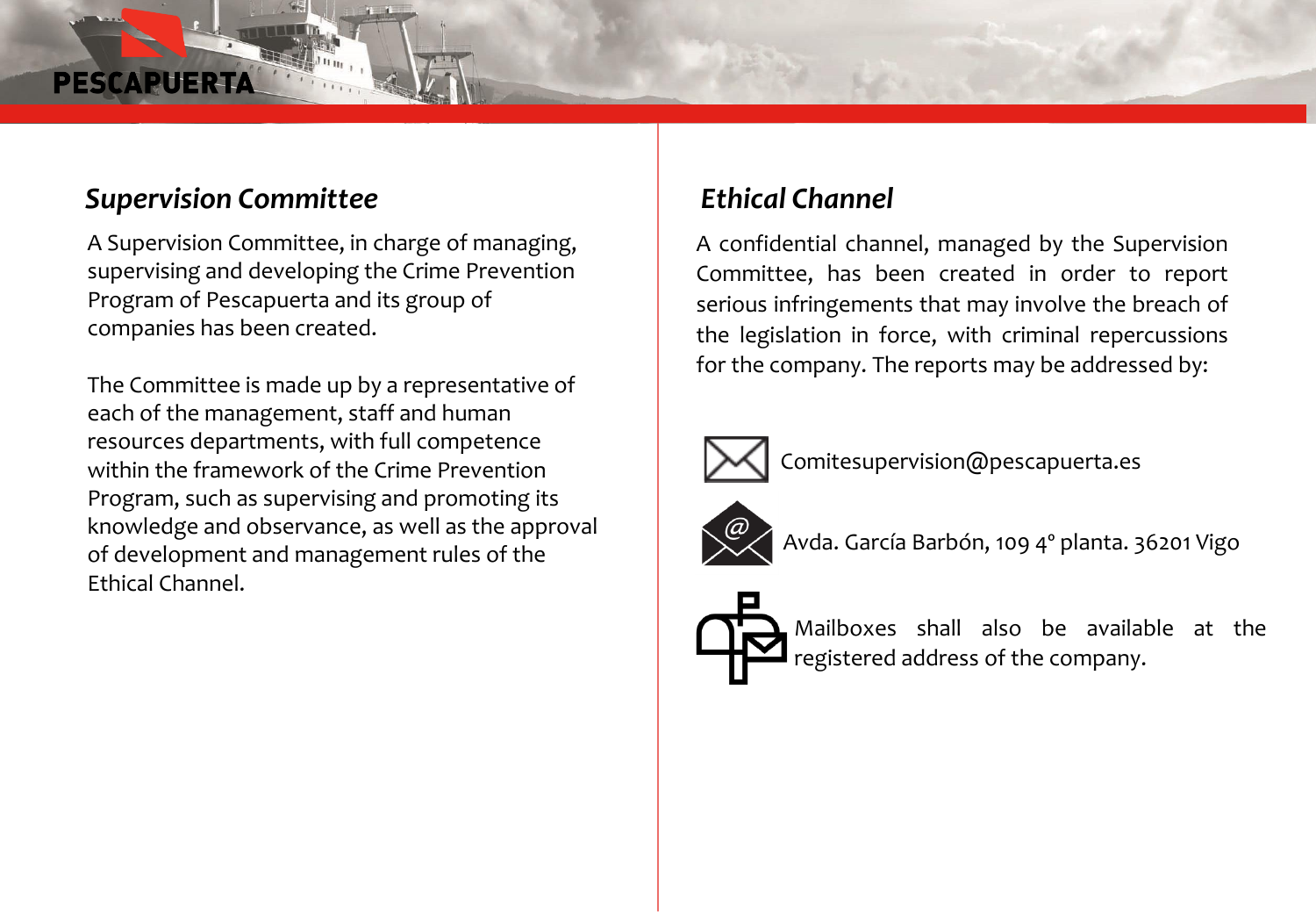## *Supervision Committee*

A Supervision Committee, in charge of managing, supervising and developing the Crime Prevention Program of Pescapuerta and its group of companies has been created.

The Committee is made up by a representative of each of the management, staff and human resources departments, with full competence within the framework of the Crime Prevention Program, such as supervising and promoting its knowledge and observance, as well as the approval of development and management rules of the Ethical Channel.

## *Ethical Channel*

A confidential channel, managed by the Supervision Committee, has been created in order to report serious infringements that may involve the breach of the legislation in force, with criminal repercussions for the company. The reports may be addressed by:

- Comitesupervision@pescapuerta.es
- Avda. García Barbón, 109 4º planta. 36201 Vigo
- Mailboxes shall also be available at the registered address of the company.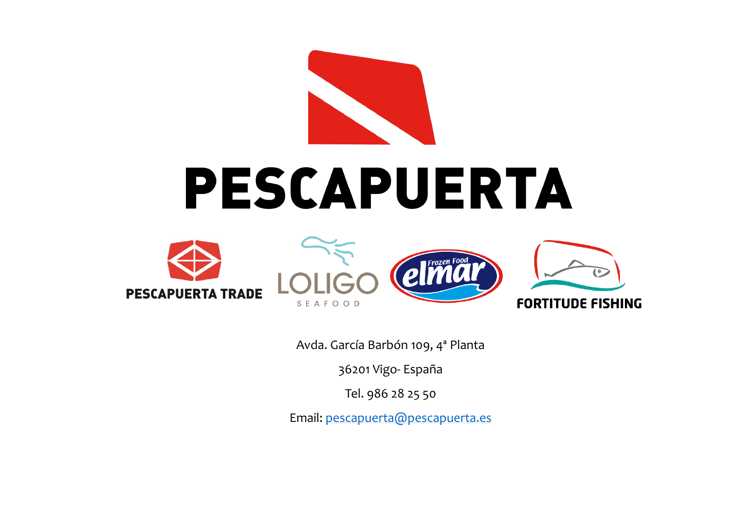# PESCAPUERTA

PESCAPUERTA TRADE

LOLIGO SEAFOOD

Frozen Food elmar

FORTITUDE FISHING

Avda. García Barbón 109, 4ª Planta

36201 Vigo- España

Tel. 986 28 25 50

Email: pescapuerta@pescapuerta.es